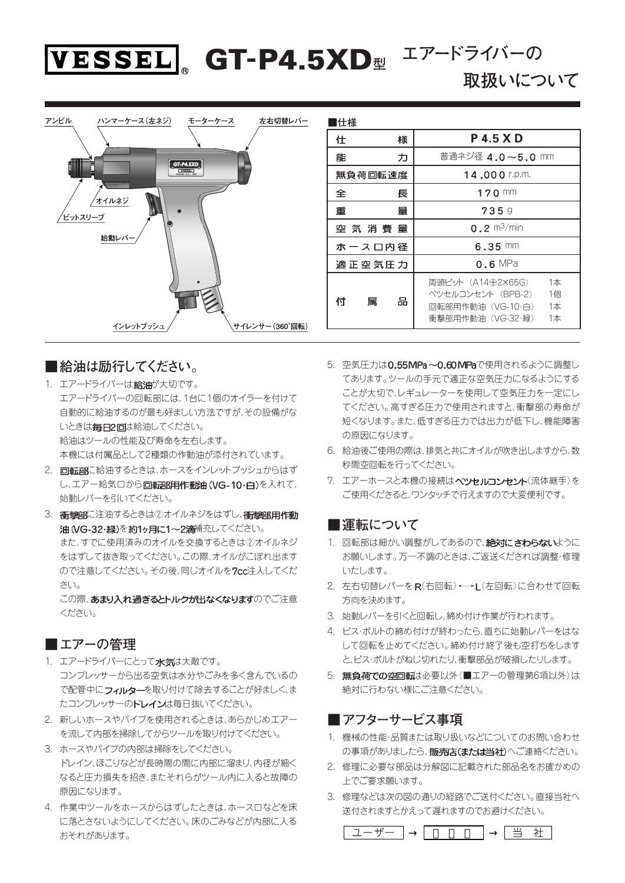# VESSEL® GT-P4.5XD型 エアードライバーの取扱いについて

アンビル　ハンマーケース（左ネジ）　モーターケース　左右切替レバー

オイルネジ　ビットスリーブ　始動レバー　インレットブッシュ　サイレンサー（360°回転）

■仕様

| 仕様 | P4.5XD |
|---|---|
| 能力 | 普通ネジ径 4.0～5.0 mm |
| 無負荷回転速度 | 14,000 r.p.m. |
| 全長 | 170 mm |
| 重量 | 735 g |
| 空気消費量 | 0.2 $m^3$/min |
| ホース口内径 | 6.35 mm |
| 適正空気圧力 | 0.6 MPa |
| 付属品 | 両頭ビット（A14⊕2×65G）1本<br>ベツセルコンセント（BPB-2）1個<br>回転部用作動油（VG-10・白）1本<br>衝撃部用作動油（VG-32・緑）1本 |

## ■給油は励行してください。

1. エアードライバーは**給油**が大切です。
   エアードライバーの回転部には、1台に1個のオイラーを付けて自動的に給油するのが最も好ましい方法ですが、その設備がないときは**毎日2回**は給油してください。
   給油はツールの性能及び寿命を左右します。
   本機には付属品として2種類の作動油が添付されています。
2. **回転部**に給油するときは、ホースをインレットブッシュからはずし、エアー給気口から**回転部用作動油（VG-10・白）**を入れて、始動レバーを引いてください。
3. **衝撃部**に注油するときは②オイルネジをはずし、**衝撃部用作動油（VG-32・緑）**を**約1ヶ月に1～2滴**補充してください。
   また、すでに使用済みのオイルを交換するときは②オイルネジをはずして抜き取ってください。この際、オイルがこぼれ出ますので注意してください。その後、同じオイルを**7cc**注入してください。
   この際、**あまり入れ過ぎるとトルクが出なくなります**のでご注意ください。

## ■エアーの管理

1. エアードライバーにとって**水気**は大敵です。
   コンプレッサーから出る空気は水分やごみを多く含んでいるので配管中に**フィルター**を取り付けて除去することが好ましく、またコンプレッサーの**ドレイン**は毎日抜いてください。
2. 新しいホースやパイプを使用されるときは、あらかじめエアーを流して内部を掃除してからツールを取り付けてください。
3. ホースやパイプの内部は掃除をしてください。
   ドレイン、ほこりなどが長時間の間に内部に溜まり、内径が細くなると圧力損失を招き、またそれらがツール内に入ると故障の原因になります。
4. 作業中ツールをホースからはずしたときは、ホース口などを床に落とさないようにしてください。床のごみなどが内部に入るおそれがあります。
5. 空気圧力は**0.55MPa～0.60MPa**で使用されるように調整してあります。ツールの手元で適正な空気圧力になるようにすることが大切で、レギュレーターを使用して空気圧力を一定にしてください。高すぎる圧力で使用されますと、衝撃部の寿命が短くなります。また、低すぎる圧力では出力が低下し、機能障害の原因になります。
6. 給油後ご使用の際は、排気と共にオイルが吹き出しますから、数秒間空回転を行ってください。
7. エアーホースと本機の接続は**ベツセルコンセント**（流体継手）をご使用くださると、ワンタッチで行えますので大変便利です。

## ■運転について

1. 回転部は細かい調整がしてあるので、**絶対にさわらない**ようにお願いします。万一不調のときは、ご返送くだされば調整・修理いたします。
2. 左右切替レバーを**R**（右回転）←→**L**（左回転）に合わせて回転方向を決めます。
3. 始動レバーを引くと回転し、締め付け作業が行われます。
4. ビス・ボルトの締め付けが終わったら、直ちに始動レバーをはなして回転を止めてください。締め付け終了後も空打ちをしますと、ビス・ボルトがねじ切れたり、衝撃部品が破損したりします。
5. **無負荷での空回転**は必要以外（■エアーの管理第6項以外）は絶対に行わない様にご注意ください。

## ■アフターサービス事項

1. 機械の性能・品質または取り扱いなどについてのお問い合わせの事項がありましたら、**販売店（または当社）**へご連絡ください。
2. 修理に必要な部品は分解図に記載された部品名をお確かめの上でご要求願います。
3. 修理などは次の図の通りの経路でご送付ください。直接当社へ送付されますとかえって遅れますのでお避けください。

ユーザー → 販売店 → 当社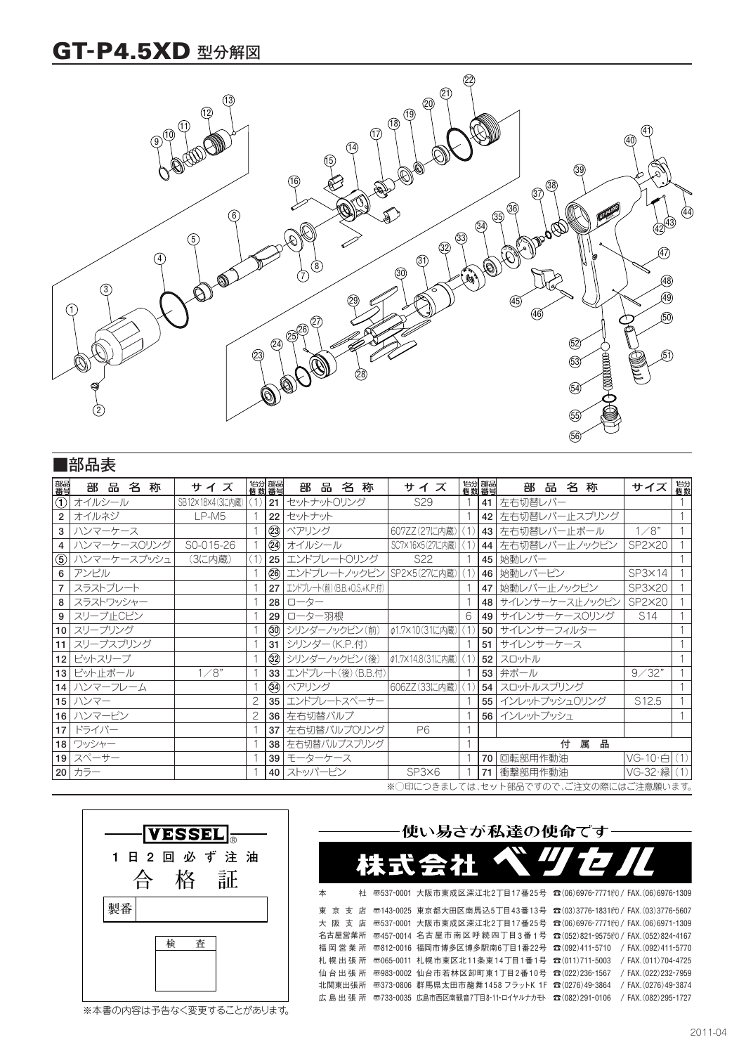# GT-P4.5XD 型分解図

## ■部品表

| 部品番号 | 部品名称 | サイズ | 1台分個数 | 部品番号 | 部品名称 | サイズ | 1台分個数 | 部品番号 | 部品名称 | サイズ | 1台分個数 |
|---|---|---|---|---|---|---|---|---|---|---|---|
| ① | オイルシール | SB12×18×4(3に内蔵) | (1) | 21 | セットナットOリング | S29 | 1 | 41 | 左右切替レバー | | 1 |
| 2 | オイルネジ | LP-M5 | 1 | 22 | セットナット | | 1 | 42 | 左右切替レバー止スプリング | | 1 |
| 3 | ハンマーケース | | 1 | ㉓ | ベアリング | 607ZZ(27に内蔵) | (1) | 43 | 左右切替レバー止ボール | 1／8" | 1 |
| 4 | ハンマーケースOリング | S0-015-26 | 1 | ㉔ | オイルシール | SC7X16X5(27に内蔵) | (1) | 44 | 左右切替レバー止ノックピン | SP2×20 | 1 |
| ⑤ | ハンマーケースブッシュ | (3に内蔵) | (1) | 25 | エンドプレートOリング | S22 | 1 | 45 | 始動レバー | | 1 |
| 6 | アンビル | | 1 | ㉖ | エンドプレートノックピン | SP2×5(27に内蔵) | (1) | 46 | 始動レバーピン | SP3×14 | 1 |
| 7 | スラストプレート | | 1 | 27 | エンドプレート(前)(B.B.+O.S.+K.P.付) | | 1 | 47 | 始動レバー止ノックピン | SP3×20 | 1 |
| 8 | スラストワッシャー | | 1 | 28 | ローター | | 1 | 48 | サイレンサーケース止ノックピン | SP2×20 | 1 |
| 9 | スリーブ止Cピン | | 1 | 29 | ローター羽根 | | 6 | 49 | サイレンサーケースOリング | S14 | 1 |
| 10 | スリーブリング | | 1 | ㉚ | シリンダーノックピン(前) | φ1.7×10(31に内蔵) | (1) | 50 | サイレンサーフィルター | | 1 |
| 11 | スリーブスプリング | | 1 | 31 | シリンダー(K.P.付) | | 1 | 51 | サイレンサーケース | | 1 |
| 12 | ビットスリーブ | | 1 | ㉜ | シリンダーノックピン(後) | φ1.7×14.8(31に内蔵) | (1) | 52 | スロットル | | 1 |
| 13 | ビット止ボール | 1／8" | 1 | 33 | エンドプレート(後)(B.B.付) | | 1 | 53 | 弁ボール | 9／32" | 1 |
| 14 | ハンマーフレーム | | 1 | ㉞ | ベアリング | 606ZZ(33に内蔵) | (1) | 54 | スロットルスプリング | | 1 |
| 15 | ハンマー | | 2 | 35 | エンドプレートスペーサー | | 1 | 55 | インレットブッシュOリング | S12.5 | 1 |
| 16 | ハンマーピン | | 2 | 36 | 左右切替バルブ | | 1 | 56 | インレットブッシュ | | 1 |
| 17 | ドライバー | | 1 | 37 | 左右切替バルブOリング | P6 | 1 | | | | |
| 18 | ワッシャー | | 1 | 38 | 左右切替バルブスプリング | | 1 | | 付　属　品 | | |
| 19 | スペーサー | | 1 | 39 | モーターケース | | 1 | 70 | 回転部用作動油 | VG-10·白 | (1) |
| 20 | カラー | | 1 | 40 | ストッパーピン | SP3×6 | 1 | 71 | 衝撃部用作動油 | VG-32·緑 | (1) |

※○印につきましては、セット部品ですので、ご注文の際にはご注意願います。

---

**VESSEL**®

1日2回必ず注油

合格証

製番

検査

※本書の内容は予告なく変更することがあります。

---

使い易さが私達の使命です

**株式会社 ベッセル**

| | | | |
|---|---|---|---|
| 本社 | 〒537-0001 大阪市東成区深江北2丁目17番25号 | ☎(06)6976-7771(代) | FAX.(06)6976-1309 |
| 東京支店 | 〒143-0025 東京都大田区南馬込5丁目43番13号 | ☎(03)3776-1831(代) | FAX.(03)3776-5607 |
| 大阪支店 | 〒537-0001 大阪市東成区深江北2丁目17番25号 | ☎(06)6976-7771(代) | FAX.(06)6971-1309 |
| 名古屋営業所 | 〒457-0014 名古屋市南区呼続四丁目3番1号 | ☎(052)821-9575(代) | FAX.(052)824-4167 |
| 福岡営業所 | 〒812-0016 福岡市博多区博多駅南6丁目1番22号 | ☎(092)411-5710 | FAX.(092)411-5770 |
| 札幌出張所 | 〒065-0011 札幌市東区北11条東14丁目1番1号 | ☎(011)711-5003 | FAX.(011)704-4725 |
| 仙台出張所 | 〒983-0002 仙台市若林区卸町東1丁目2番10号 | ☎(022)236-1567 | FAX.(022)232-7959 |
| 北関東出張所 | 〒373-0806 群馬県太田市龍舞1458 フラットK 1F | ☎(0276)49-3864 | FAX.(0276)49-3874 |
| 広島出張所 | 〒733-0035 広島市西区南観音7丁目8-11·ロイヤルナカモト | ☎(082)291-0106 | FAX.(082)295-1727 |

2011-04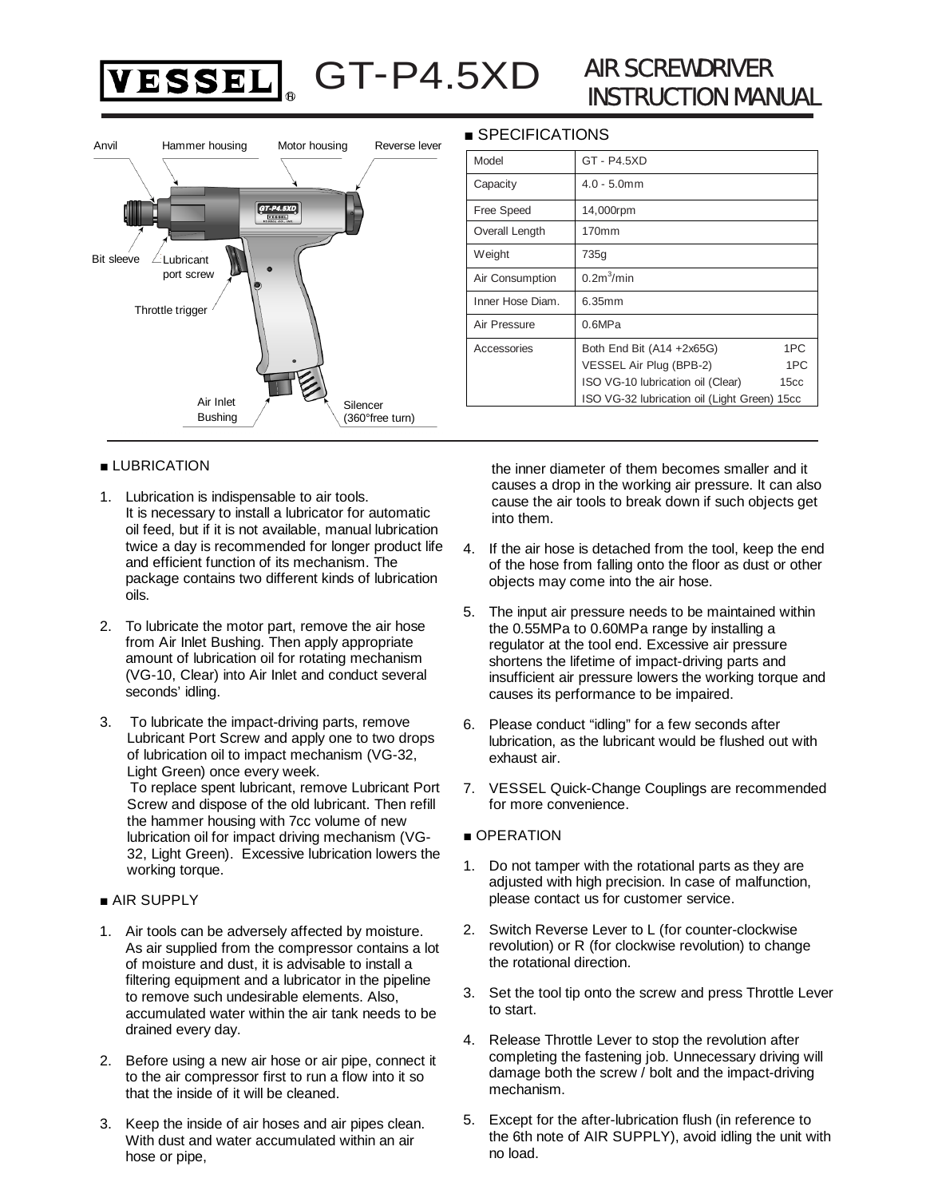# VESSEL® GT-P4.5XD AIR SCREWDRIVER INSTRUCTION MANUAL

Anvil, Hammer housing, Motor housing, Reverse lever, Bit sleeve, Lubricant port screw, Throttle trigger, Air Inlet Bushing, Silencer (360°free turn)

## ■ SPECIFICATIONS

| Model | GT - P4.5XD | |
|---|---|---|
| Capacity | 4.0 - 5.0mm | |
| Free Speed | 14,000rpm | |
| Overall Length | 170mm | |
| Weight | 735g | |
| Air Consumption | $0.2m^3$/min | |
| Inner Hose Diam. | 6.35mm | |
| Air Pressure | 0.6MPa | |
| Accessories | Both End Bit (A14 +2x65G) | 1PC |
| | VESSEL Air Plug (BPB-2) | 1PC |
| | ISO VG-10 lubrication oil (Clear) | 15cc |
| | ISO VG-32 lubrication oil (Light Green) | 15cc |

## ■ LUBRICATION

1. Lubrication is indispensable to air tools. It is necessary to install a lubricator for automatic oil feed, but if it is not available, manual lubrication twice a day is recommended for longer product life and efficient function of its mechanism. The package contains two different kinds of lubrication oils.
2. To lubricate the motor part, remove the air hose from Air Inlet Bushing. Then apply appropriate amount of lubrication oil for rotating mechanism (VG-10, Clear) into Air Inlet and conduct several seconds' idling.
3. To lubricate the impact-driving parts, remove Lubricant Port Screw and apply one to two drops of lubrication oil to impact mechanism (VG-32, Light Green) once every week.
   To replace spent lubricant, remove Lubricant Port Screw and dispose of the old lubricant. Then refill the hammer housing with 7cc volume of new lubrication oil for impact driving mechanism (VG-32, Light Green). Excessive lubrication lowers the working torque.

## ■ AIR SUPPLY

1. Air tools can be adversely affected by moisture. As air supplied from the compressor contains a lot of moisture and dust, it is advisable to install a filtering equipment and a lubricator in the pipeline to remove such undesirable elements. Also, accumulated water within the air tank needs to be drained every day.
2. Before using a new air hose or air pipe, connect it to the air compressor first to run a flow into it so that the inside of it will be cleaned.
3. Keep the inside of air hoses and air pipes clean. With dust and water accumulated within an air hose or pipe, the inner diameter of them becomes smaller and it causes a drop in the working air pressure. It can also cause the air tools to break down if such objects get into them.
4. If the air hose is detached from the tool, keep the end of the hose from falling onto the floor as dust or other objects may come into the air hose.
5. The input air pressure needs to be maintained within the 0.55MPa to 0.60MPa range by installing a regulator at the tool end. Excessive air pressure shortens the lifetime of impact-driving parts and insufficient air pressure lowers the working torque and causes its performance to be impaired.
6. Please conduct "idling" for a few seconds after lubrication, as the lubricant would be flushed out with exhaust air.
7. VESSEL Quick-Change Couplings are recommended for more convenience.

## ■ OPERATION

1. Do not tamper with the rotational parts as they are adjusted with high precision. In case of malfunction, please contact us for customer service.
2. Switch Reverse Lever to L (for counter-clockwise revolution) or R (for clockwise revolution) to change the rotational direction.
3. Set the tool tip onto the screw and press Throttle Lever to start.
4. Release Throttle Lever to stop the revolution after completing the fastening job. Unnecessary driving will damage both the screw / bolt and the impact-driving mechanism.
5. Except for the after-lubrication flush (in reference to the 6th note of AIR SUPPLY), avoid idling the unit with no load.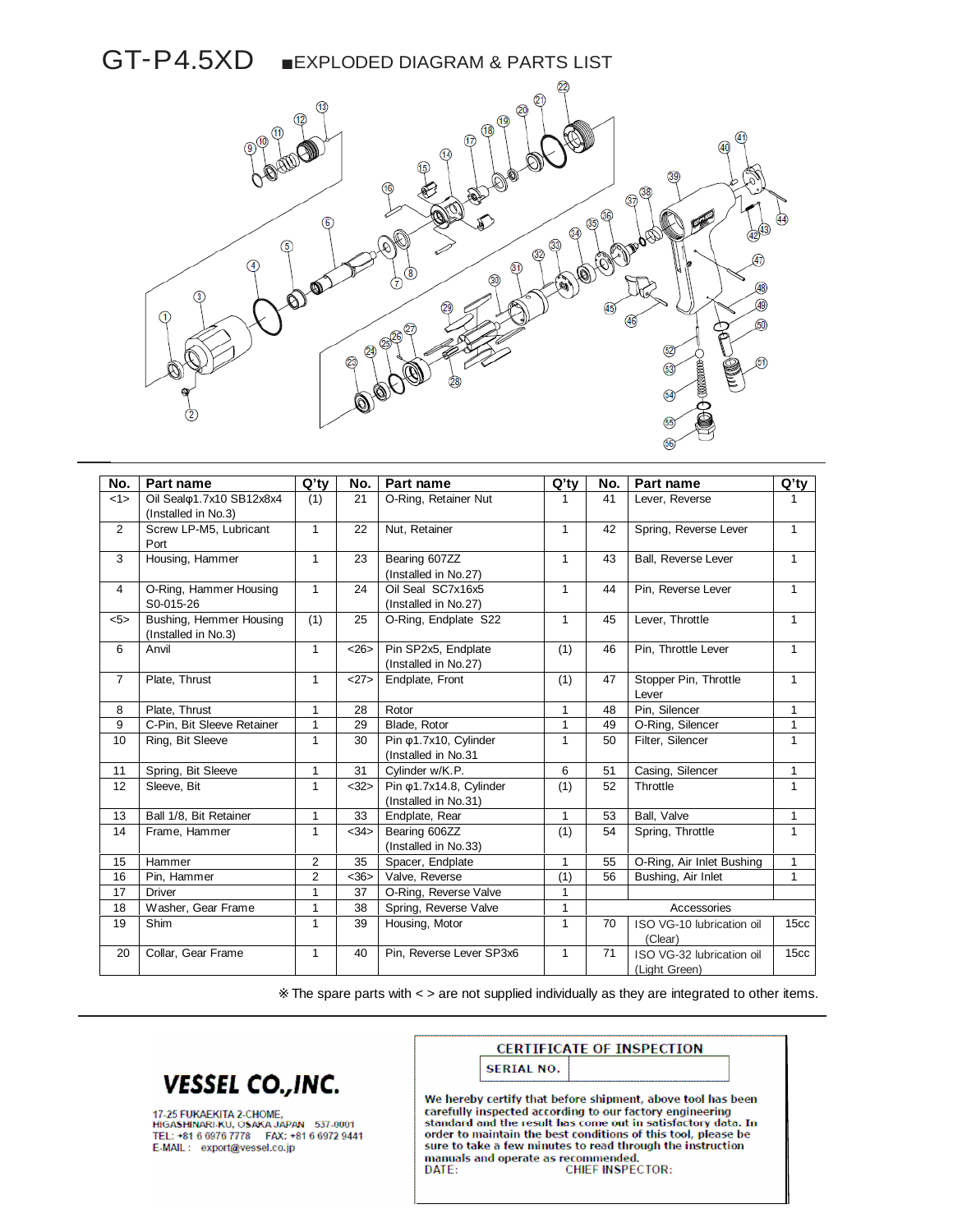# GT-P4.5XD ■EXPLODED DIAGRAM & PARTS LIST

| No. | Part name | Q'ty | No. | Part name | Q'ty | No. | Part name | Q'ty |
|---|---|---|---|---|---|---|---|---|
| <1> | Oil Sealφ1.7x10 SB12x8x4 (Installed in No.3) | (1) | 21 | O-Ring, Retainer Nut | 1 | 41 | Lever, Reverse | 1 |
| 2 | Screw LP-M5, Lubricant Port | 1 | 22 | Nut, Retainer | 1 | 42 | Spring, Reverse Lever | 1 |
| 3 | Housing, Hammer | 1 | 23 | Bearing 607ZZ (Installed in No.27) | 1 | 43 | Ball, Reverse Lever | 1 |
| 4 | O-Ring, Hammer Housing S0-015-26 | 1 | 24 | Oil Seal SC7x16x5 (Installed in No.27) | 1 | 44 | Pin, Reverse Lever | 1 |
| <5> | Bushing, Hemmer Housing (Installed in No.3) | (1) | 25 | O-Ring, Endplate S22 | 1 | 45 | Lever, Throttle | 1 |
| 6 | Anvil | 1 | <26> | Pin SP2x5, Endplate (Installed in No.27) | (1) | 46 | Pin, Throttle Lever | 1 |
| 7 | Plate, Thrust | 1 | <27> | Endplate, Front | (1) | 47 | Stopper Pin, Throttle Lever | 1 |
| 8 | Plate, Thrust | 1 | 28 | Rotor | 1 | 48 | Pin, Silencer | 1 |
| 9 | C-Pin, Bit Sleeve Retainer | 1 | 29 | Blade, Rotor | 1 | 49 | O-Ring, Silencer | 1 |
| 10 | Ring, Bit Sleeve | 1 | 30 | Pin φ1.7x10, Cylinder (Installed in No.31 | 1 | 50 | Filter, Silencer | 1 |
| 11 | Spring, Bit Sleeve | 1 | 31 | Cylinder w/K.P. | 6 | 51 | Casing, Silencer | 1 |
| 12 | Sleeve, Bit | 1 | <32> | Pin φ1.7x14.8, Cylinder (Installed in No.31) | (1) | 52 | Throttle | 1 |
| 13 | Ball 1/8, Bit Retainer | 1 | 33 | Endplate, Rear | 1 | 53 | Ball, Valve | 1 |
| 14 | Frame, Hammer | 1 | <34> | Bearing 606ZZ (Installed in No.33) | (1) | 54 | Spring, Throttle | 1 |
| 15 | Hammer | 2 | 35 | Spacer, Endplate | 1 | 55 | O-Ring, Air Inlet Bushing | 1 |
| 16 | Pin, Hammer | 2 | <36> | Valve, Reverse | (1) | 56 | Bushing, Air Inlet | 1 |
| 17 | Driver | 1 | 37 | O-Ring, Reverse Valve | 1 | | | |
| 18 | Washer, Gear Frame | 1 | 38 | Spring, Reverse Valve | 1 | | Accessories | |
| 19 | Shim | 1 | 39 | Housing, Motor | 1 | 70 | ISO VG-10 lubrication oil (Clear) | 15cc |
| 20 | Collar, Gear Frame | 1 | 40 | Pin, Reverse Lever SP3x6 | 1 | 71 | ISO VG-32 lubrication oil (Light Green) | 15cc |

※The spare parts with < > are not supplied individually as they are integrated to other items.

**VESSEL CO.,INC.**

17-25 FUKAEKITA 2-CHOME,
HIGASHINARI-KU, OSAKA JAPAN 537-0001
TEL: +81 6 6976 7778 FAX: +81 6 6972 9441
E-MAIL : export@vessel.co.jp

**CERTIFICATE OF INSPECTION**

SERIAL NO.

We hereby certify that before shipment, above tool has been carefully inspected according to our factory engineering standard and the result has come out in satisfactory data. In order to maintain the best conditions of this tool, please be sure to take a few minutes to read through the instruction manuals and operate as recommended.

DATE: CHIEF INSPECTOR: